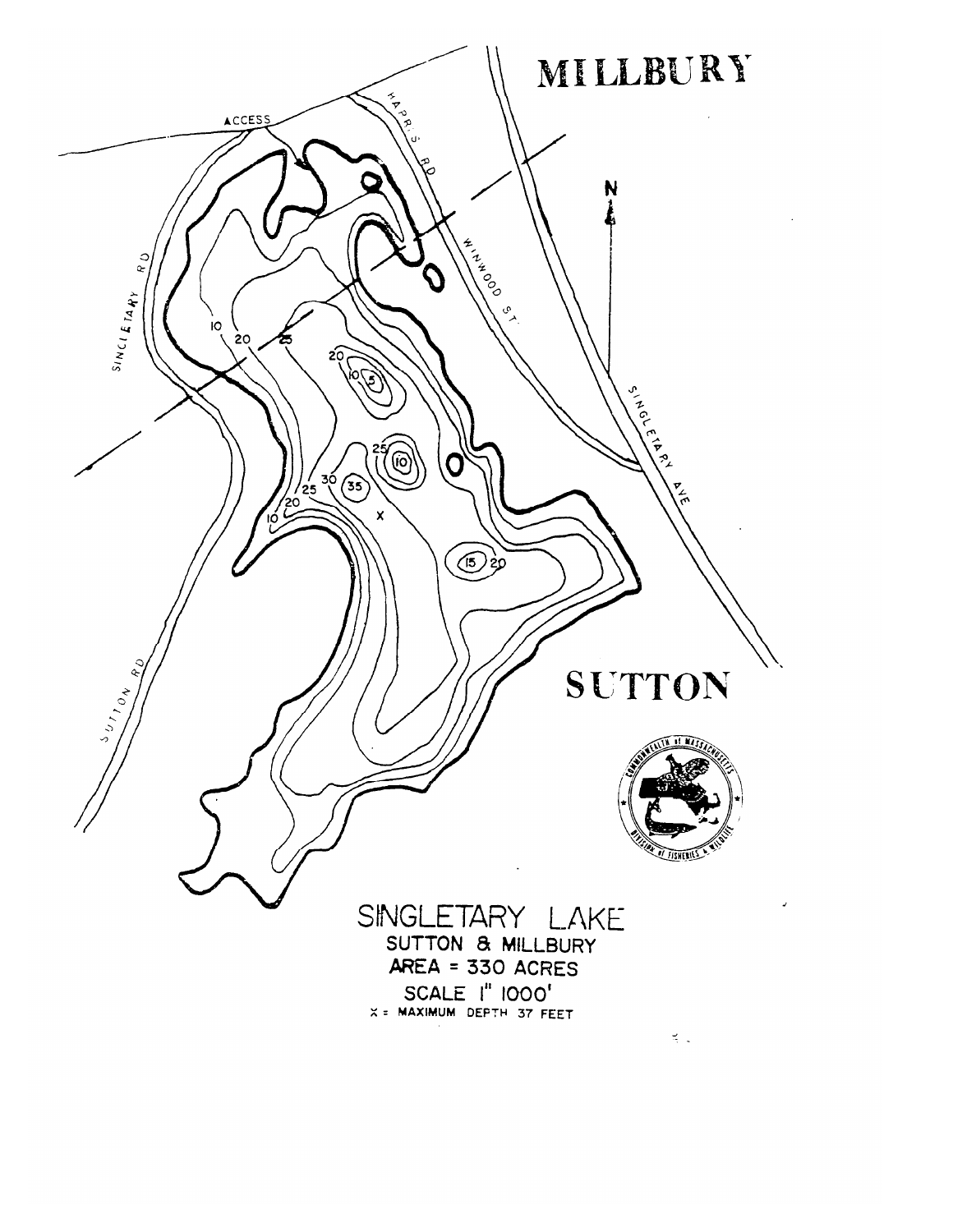MILLBURY

SUTTON

# SINGLETARY LAKE

SUTTON & MILLBURY

AREA = 330 ACRES

SCALE 1" 1000'

X = MAXIMUM DEPTH 37 FEET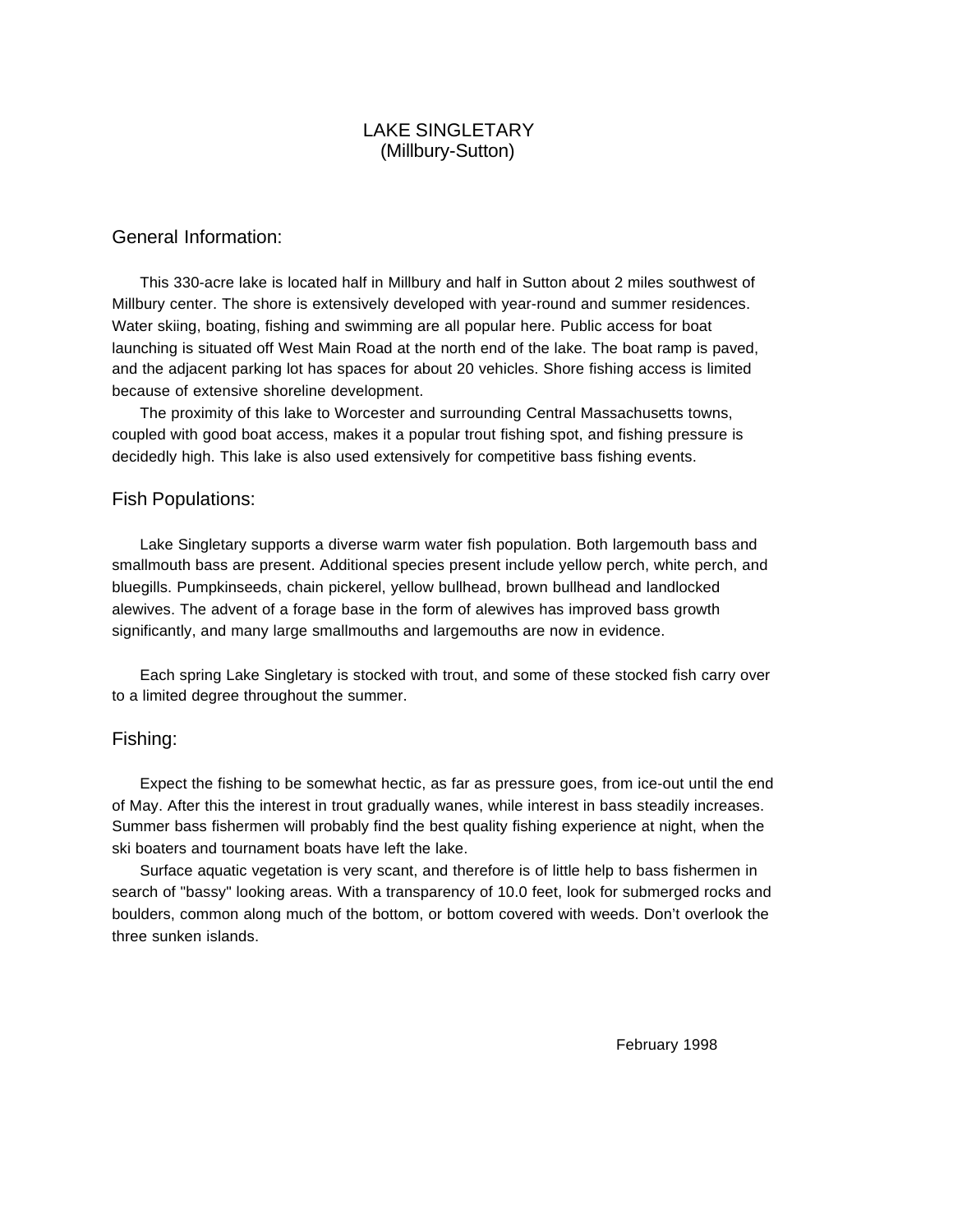# LAKE SINGLETARY
(Millbury-Sutton)

## General Information:

This 330-acre lake is located half in Millbury and half in Sutton about 2 miles southwest of Millbury center. The shore is extensively developed with year-round and summer residences. Water skiing, boating, fishing and swimming are all popular here. Public access for boat launching is situated off West Main Road at the north end of the lake. The boat ramp is paved, and the adjacent parking lot has spaces for about 20 vehicles. Shore fishing access is limited because of extensive shoreline development.

The proximity of this lake to Worcester and surrounding Central Massachusetts towns, coupled with good boat access, makes it a popular trout fishing spot, and fishing pressure is decidedly high. This lake is also used extensively for competitive bass fishing events.

## Fish Populations:

Lake Singletary supports a diverse warm water fish population. Both largemouth bass and smallmouth bass are present. Additional species present include yellow perch, white perch, and bluegills. Pumpkinseeds, chain pickerel, yellow bullhead, brown bullhead and landlocked alewives. The advent of a forage base in the form of alewives has improved bass growth significantly, and many large smallmouths and largemouths are now in evidence.

Each spring Lake Singletary is stocked with trout, and some of these stocked fish carry over to a limited degree throughout the summer.

## Fishing:

Expect the fishing to be somewhat hectic, as far as pressure goes, from ice-out until the end of May. After this the interest in trout gradually wanes, while interest in bass steadily increases. Summer bass fishermen will probably find the best quality fishing experience at night, when the ski boaters and tournament boats have left the lake.

Surface aquatic vegetation is very scant, and therefore is of little help to bass fishermen in search of "bassy" looking areas. With a transparency of 10.0 feet, look for submerged rocks and boulders, common along much of the bottom, or bottom covered with weeds. Don't overlook the three sunken islands.

February 1998